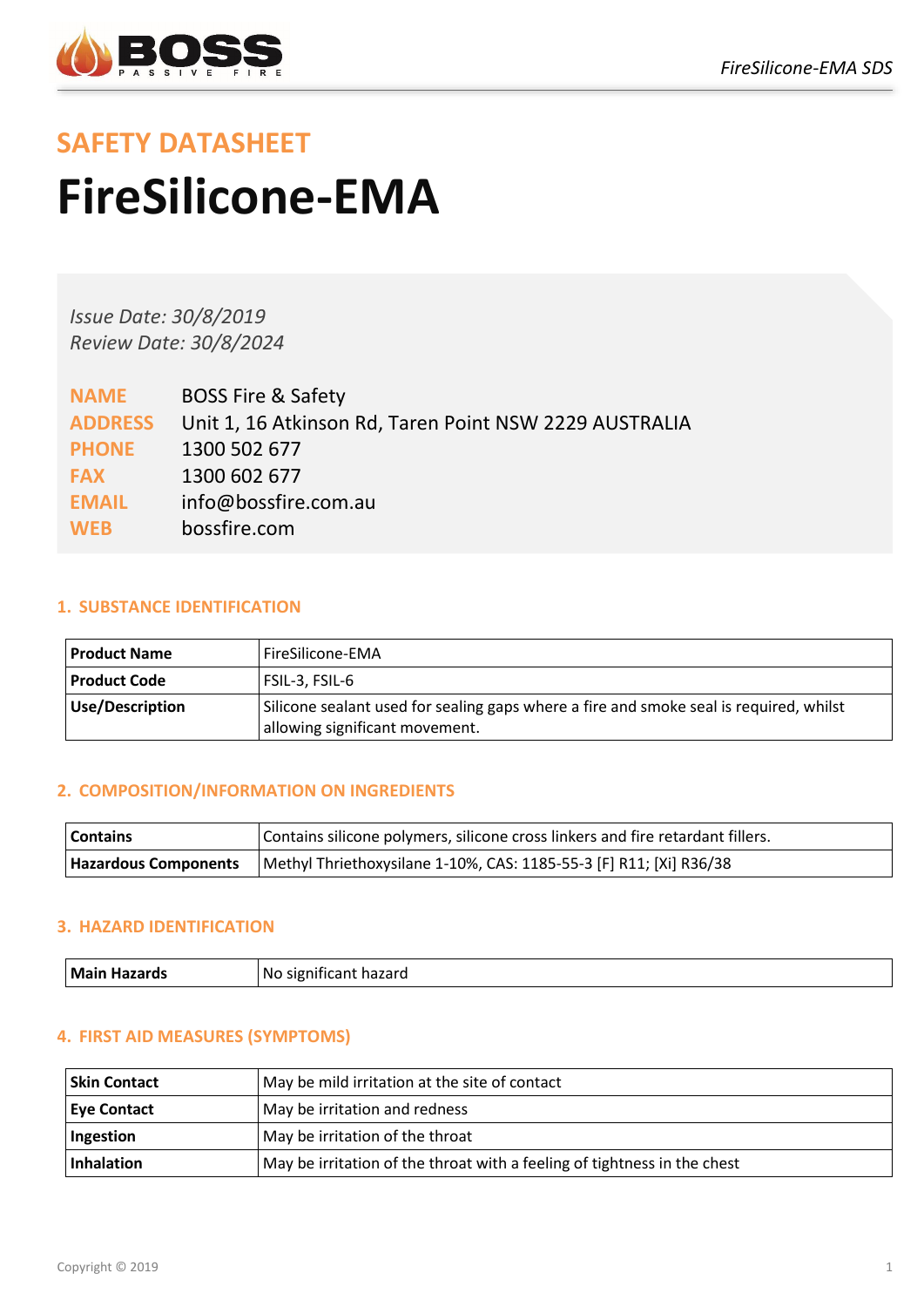## SAFETY DATASHEET

# FireSilicone-EMA

*Issue Date: 30/8/2019*
*Review Date: 30/8/2024*

| | |
|---|---|
| **NAME** | BOSS Fire & Safety |
| **ADDRESS** | Unit 1, 16 Atkinson Rd, Taren Point NSW 2229 AUSTRALIA |
| **PHONE** | 1300 502 677 |
| **FAX** | 1300 602 677 |
| **EMAIL** | info@bossfire.com.au |
| **WEB** | bossfire.com |

### 1. SUBSTANCE IDENTIFICATION

| | |
|---|---|
| **Product Name** | FireSilicone-EMA |
| **Product Code** | FSIL-3, FSIL-6 |
| **Use/Description** | Silicone sealant used for sealing gaps where a fire and smoke seal is required, whilst allowing significant movement. |

### 2. COMPOSITION/INFORMATION ON INGREDIENTS

| | |
|---|---|
| **Contains** | Contains silicone polymers, silicone cross linkers and fire retardant fillers. |
| **Hazardous Components** | Methyl Thriethoxysilane 1-10%, CAS: 1185-55-3 [F] R11; [Xi] R36/38 |

### 3. HAZARD IDENTIFICATION

| | |
|---|---|
| **Main Hazards** | No significant hazard |

### 4. FIRST AID MEASURES (SYMPTOMS)

| | |
|---|---|
| **Skin Contact** | May be mild irritation at the site of contact |
| **Eye Contact** | May be irritation and redness |
| **Ingestion** | May be irritation of the throat |
| **Inhalation** | May be irritation of the throat with a feeling of tightness in the chest |

Copyright © 2019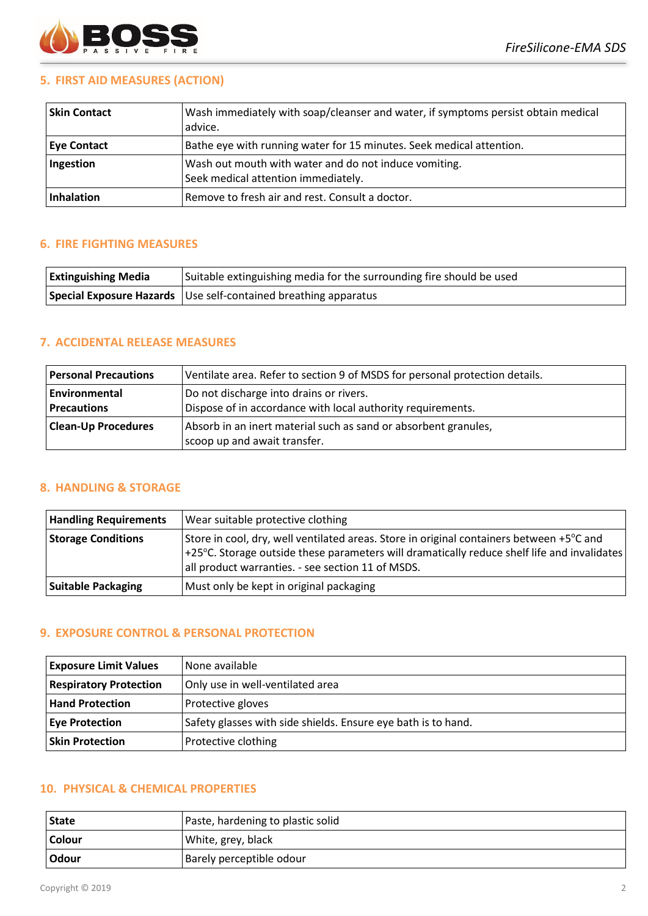## 5. FIRST AID MEASURES (ACTION)

| | |
|---|---|
| **Skin Contact** | Wash immediately with soap/cleanser and water, if symptoms persist obtain medical advice. |
| **Eye Contact** | Bathe eye with running water for 15 minutes. Seek medical attention. |
| **Ingestion** | Wash out mouth with water and do not induce vomiting.<br>Seek medical attention immediately. |
| **Inhalation** | Remove to fresh air and rest. Consult a doctor. |

## 6. FIRE FIGHTING MEASURES

| | |
|---|---|
| **Extinguishing Media** | Suitable extinguishing media for the surrounding fire should be used |
| **Special Exposure Hazards** | Use self-contained breathing apparatus |

## 7. ACCIDENTAL RELEASE MEASURES

| | |
|---|---|
| **Personal Precautions** | Ventilate area. Refer to section 9 of MSDS for personal protection details. |
| **Environmental Precautions** | Do not discharge into drains or rivers.<br>Dispose of in accordance with local authority requirements. |
| **Clean-Up Procedures** | Absorb in an inert material such as sand or absorbent granules,<br>scoop up and await transfer. |

## 8. HANDLING & STORAGE

| | |
|---|---|
| **Handling Requirements** | Wear suitable protective clothing |
| **Storage Conditions** | Store in cool, dry, well ventilated areas. Store in original containers between +5°C and +25°C. Storage outside these parameters will dramatically reduce shelf life and invalidates all product warranties. - see section 11 of MSDS. |
| **Suitable Packaging** | Must only be kept in original packaging |

## 9. EXPOSURE CONTROL & PERSONAL PROTECTION

| | |
|---|---|
| **Exposure Limit Values** | None available |
| **Respiratory Protection** | Only use in well-ventilated area |
| **Hand Protection** | Protective gloves |
| **Eye Protection** | Safety glasses with side shields. Ensure eye bath is to hand. |
| **Skin Protection** | Protective clothing |

## 10. PHYSICAL & CHEMICAL PROPERTIES

| | |
|---|---|
| **State** | Paste, hardening to plastic solid |
| **Colour** | White, grey, black |
| **Odour** | Barely perceptible odour |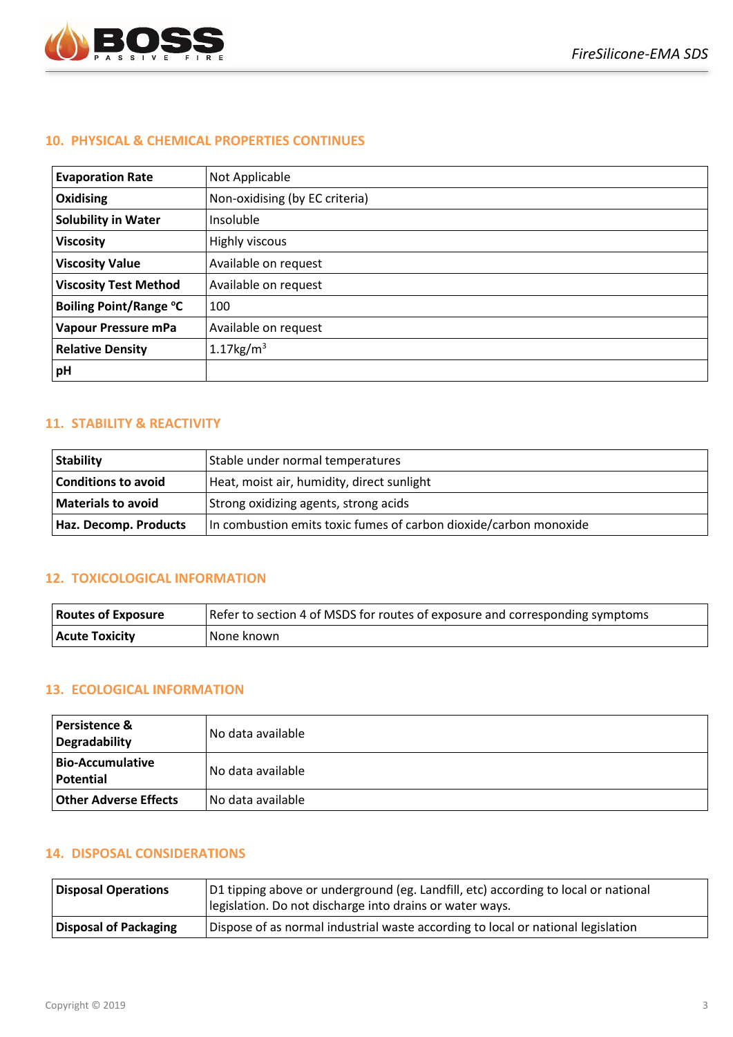## 10. PHYSICAL & CHEMICAL PROPERTIES CONTINUES

| | |
|---|---|
| **Evaporation Rate** | Not Applicable |
| **Oxidising** | Non-oxidising (by EC criteria) |
| **Solubility in Water** | Insoluble |
| **Viscosity** | Highly viscous |
| **Viscosity Value** | Available on request |
| **Viscosity Test Method** | Available on request |
| **Boiling Point/Range °C** | 100 |
| **Vapour Pressure mPa** | Available on request |
| **Relative Density** | 1.17kg/m$^3$ |
| **pH** | |

## 11. STABILITY & REACTIVITY

| | |
|---|---|
| **Stability** | Stable under normal temperatures |
| **Conditions to avoid** | Heat, moist air, humidity, direct sunlight |
| **Materials to avoid** | Strong oxidizing agents, strong acids |
| **Haz. Decomp. Products** | In combustion emits toxic fumes of carbon dioxide/carbon monoxide |

## 12. TOXICOLOGICAL INFORMATION

| | |
|---|---|
| **Routes of Exposure** | Refer to section 4 of MSDS for routes of exposure and corresponding symptoms |
| **Acute Toxicity** | None known |

## 13. ECOLOGICAL INFORMATION

| | |
|---|---|
| **Persistence & Degradability** | No data available |
| **Bio-Accumulative Potential** | No data available |
| **Other Adverse Effects** | No data available |

## 14. DISPOSAL CONSIDERATIONS

| | |
|---|---|
| **Disposal Operations** | D1 tipping above or underground (eg. Landfill, etc) according to local or national legislation. Do not discharge into drains or water ways. |
| **Disposal of Packaging** | Dispose of as normal industrial waste according to local or national legislation |

Copyright © 2019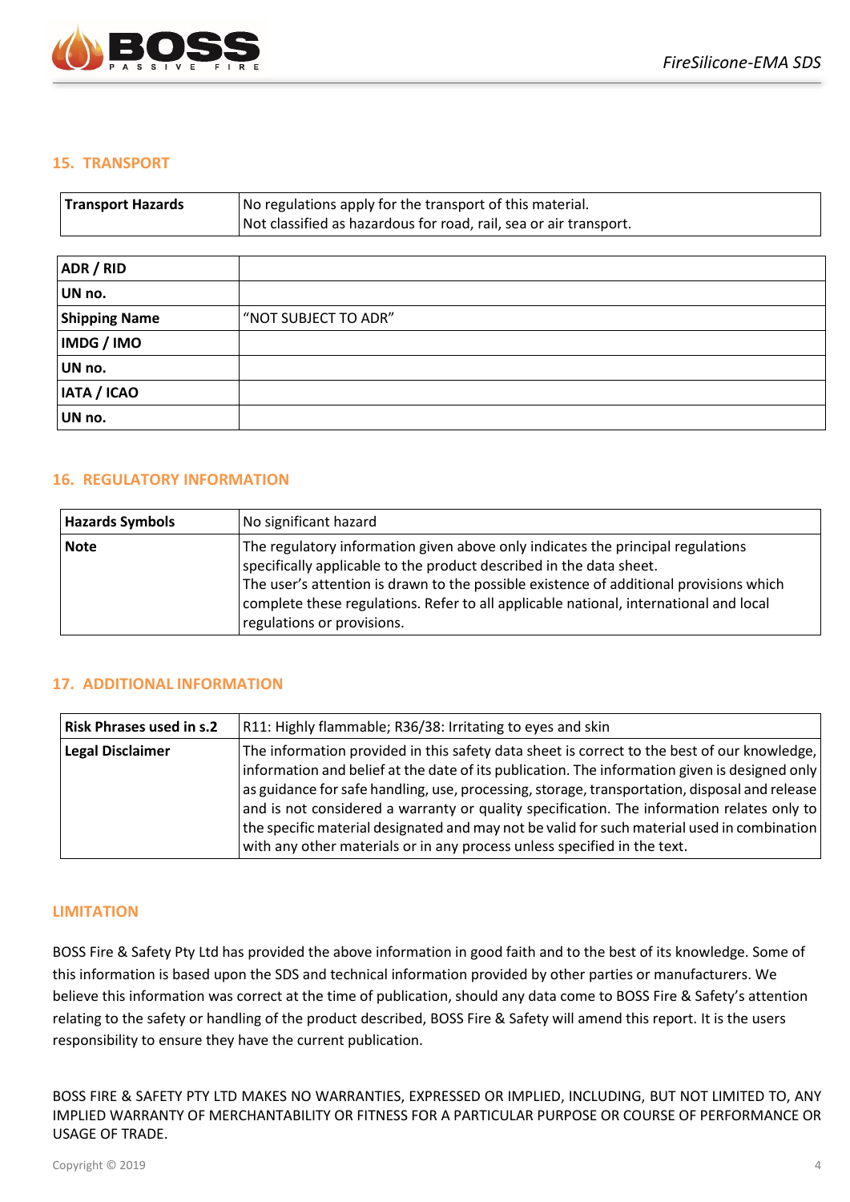## 15. TRANSPORT

| Transport Hazards | No regulations apply for the transport of this material.<br>Not classified as hazardous for road, rail, sea or air transport. |
|---|---|

| ADR / RID | |
|---|---|
| UN no. | |
| Shipping Name | "NOT SUBJECT TO ADR" |
| IMDG / IMO | |
| UN no. | |
| IATA / ICAO | |
| UN no. | |

## 16. REGULATORY INFORMATION

| Hazards Symbols | No significant hazard |
|---|---|
| Note | The regulatory information given above only indicates the principal regulations specifically applicable to the product described in the data sheet.<br>The user's attention is drawn to the possible existence of additional provisions which complete these regulations. Refer to all applicable national, international and local regulations or provisions. |

## 17. ADDITIONAL INFORMATION

| Risk Phrases used in s.2 | R11: Highly flammable; R36/38: Irritating to eyes and skin |
|---|---|
| Legal Disclaimer | The information provided in this safety data sheet is correct to the best of our knowledge, information and belief at the date of its publication. The information given is designed only as guidance for safe handling, use, processing, storage, transportation, disposal and release and is not considered a warranty or quality specification. The information relates only to the specific material designated and may not be valid for such material used in combination with any other materials or in any process unless specified in the text. |

## LIMITATION

BOSS Fire & Safety Pty Ltd has provided the above information in good faith and to the best of its knowledge. Some of this information is based upon the SDS and technical information provided by other parties or manufacturers. We believe this information was correct at the time of publication, should any data come to BOSS Fire & Safety's attention relating to the safety or handling of the product described, BOSS Fire & Safety will amend this report. It is the users responsibility to ensure they have the current publication.

BOSS FIRE & SAFETY PTY LTD MAKES NO WARRANTIES, EXPRESSED OR IMPLIED, INCLUDING, BUT NOT LIMITED TO, ANY IMPLIED WARRANTY OF MERCHANTABILITY OR FITNESS FOR A PARTICULAR PURPOSE OR COURSE OF PERFORMANCE OR USAGE OF TRADE.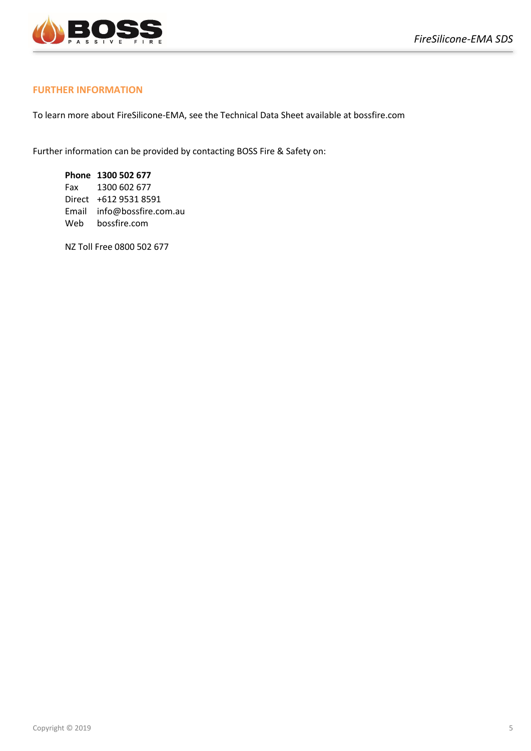## FURTHER INFORMATION

To learn more about FireSilicone-EMA, see the Technical Data Sheet available at bossfire.com

Further information can be provided by contacting BOSS Fire & Safety on:

**Phone 1300 502 677**
Fax 1300 602 677
Direct +612 9531 8591
Email info@bossfire.com.au
Web bossfire.com

NZ Toll Free 0800 502 677